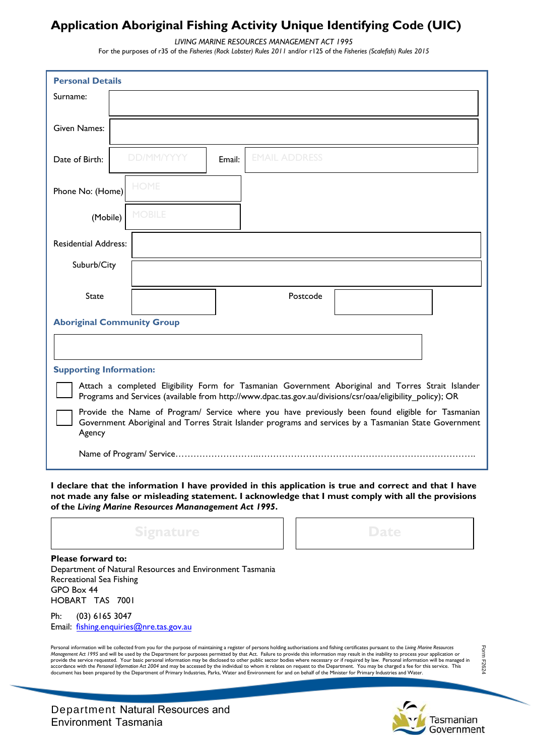# Application Aboriginal Fishing Activity Unique Identifying Code (UIC)

*LIVING MARINE RESOURCES MANAGEMENT ACT 1995*

For the purposes of r35 of the *Fisheries (Rock Lobster) Rules 2011* and/or r125 of the *Fisheries (Scalefish) Rules 2015*

## Personal Details

Surname:

Given Names:

Date of Birth: DD/MM/YYYY Email: EMAIL ADDRESS

Phone No: (Home) HOME

(Mobile) MOBILE

Residential Address:

Suburb/City

State Postcode

## Aboriginal Community Group

## Supporting Information:

☐ Attach a completed Eligibility Form for Tasmanian Government Aboriginal and Torres Strait Islander Programs and Services (available from http://www.dpac.tas.gov.au/divisions/csr/oaa/eligibility_policy); OR

☐ Provide the Name of Program/ Service where you have previously been found eligible for Tasmanian Government Aboriginal and Torres Strait Islander programs and services by a Tasmanian State Government Agency

Name of Program/ Service…………………………..………………………………………………………………….

**I declare that the information I have provided in this application is true and correct and that I have not made any false or misleading statement. I acknowledge that I must comply with all the provisions of the *Living Marine Resources Manangement Act 1995*.**

Signature Date

**Please forward to:**

Department of Natural Resources and Environment Tasmania
Recreational Sea Fishing
GPO Box 44
HOBART TAS 7001

Ph: (03) 6165 3047
Email: fishing.enquiries@nre.tas.gov.au

Personal information will be collected from you for the purpose of maintaining a register of persons holding authorisations and fishing certificates pursuant to the *Living Marine Resources Management Act 1995* and will be used by the Department for purposes permitted by that Act. Failure to provide this information may result in the inability to process your application or provide the service requested. Your basic personal information may be disclosed to other public sector bodies where necessary or if required by law. Personal information will be managed in accordance with the *Personal Information Act 2004* and may be accessed by the individual to whom it relates on request to the Department. You may be charged a fee for this service. This document has been prepared by the Department of Primary Industries, Parks, Water and Environment for and on behalf of the Minister for Primary Industries and Water.

Form F2624

Department Natural Resources and Environment Tasmania

Tasmanian Government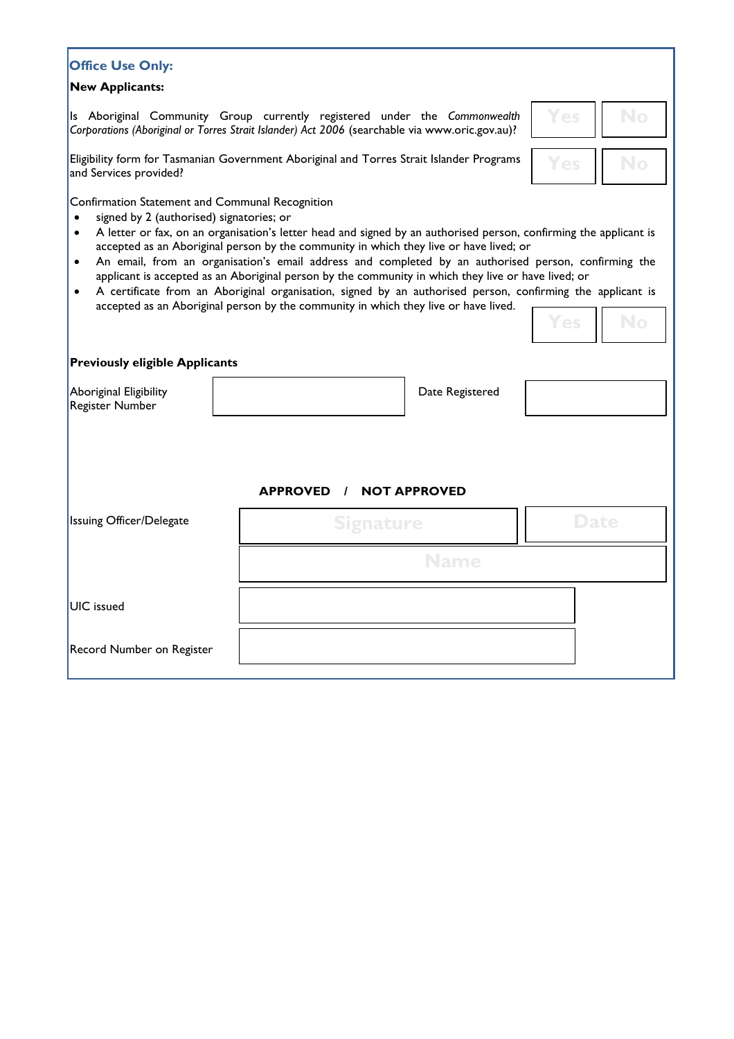**Office Use Only:**

**New Applicants:**

Is Aboriginal Community Group currently registered under the *Commonwealth Corporations (Aboriginal or Torres Strait Islander) Act 2006* (searchable via www.oric.gov.au)?

Yes | No

Eligibility form for Tasmanian Government Aboriginal and Torres Strait Islander Programs and Services provided?

Yes | No

Confirmation Statement and Communal Recognition

- signed by 2 (authorised) signatories; or
- A letter or fax, on an organisation's letter head and signed by an authorised person, confirming the applicant is accepted as an Aboriginal person by the community in which they live or have lived; or
- An email, from an organisation's email address and completed by an authorised person, confirming the applicant is accepted as an Aboriginal person by the community in which they live or have lived; or
- A certificate from an Aboriginal organisation, signed by an authorised person, confirming the applicant is accepted as an Aboriginal person by the community in which they live or have lived.

Yes | No

**Previously eligible Applicants**

| | | | |
|---|---|---|---|
| Aboriginal Eligibility Register Number | | Date Registered | |

**APPROVED / NOT APPROVED**

| | | |
|---|---|---|
| Issuing Officer/Delegate | Signature | Date |
| | Name | |
| UIC issued | | |
| Record Number on Register | | |